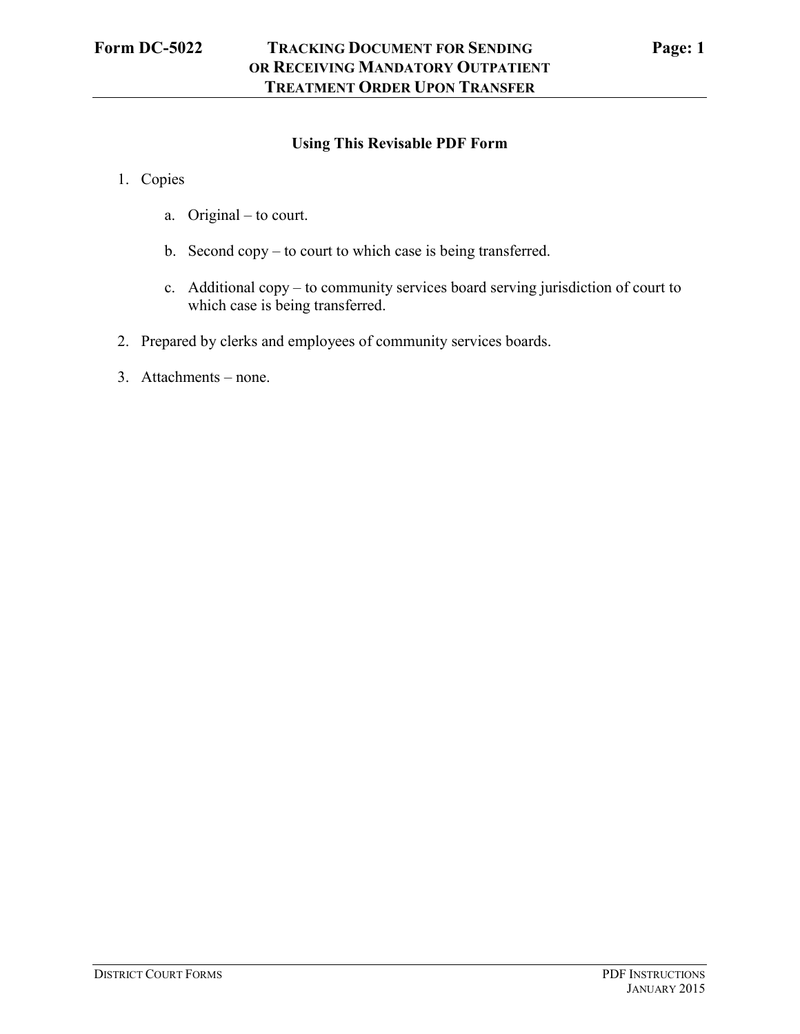## Using This Revisable PDF Form

1. Copies

   a. Original – to court.

   b. Second copy – to court to which case is being transferred.

   c. Additional copy – to community services board serving jurisdiction of court to which case is being transferred.

2. Prepared by clerks and employees of community services boards.

3. Attachments – none.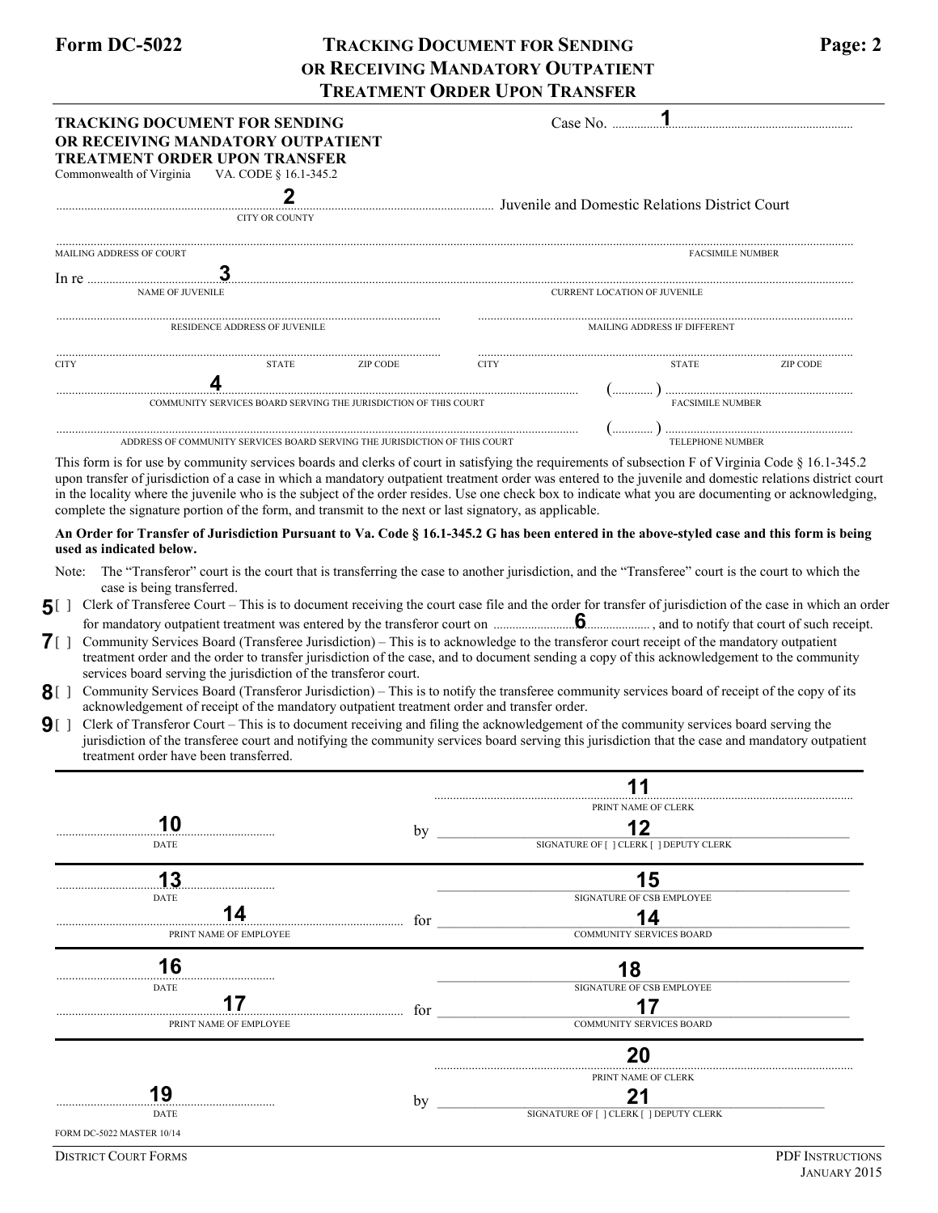# Form DC-5022 — TRACKING DOCUMENT FOR SENDING OR RECEIVING MANDATORY OUTPATIENT TREATMENT ORDER UPON TRANSFER — Page: 2

**TRACKING DOCUMENT FOR SENDING OR RECEIVING MANDATORY OUTPATIENT TREATMENT ORDER UPON TRANSFER**
Commonwealth of Virginia VA. CODE § 16.1-345.2

Case No. ........**1**........

........**2**........ Juvenile and Domestic Relations District Court
CITY OR COUNTY

........................................
MAILING ADDRESS OF COURT — FACSIMILE NUMBER

In re ........**3**........
NAME OF JUVENILE — CURRENT LOCATION OF JUVENILE

........................................ ........................................
RESIDENCE ADDRESS OF JUVENILE — MAILING ADDRESS IF DIFFERENT

........................................ ........................................
CITY STATE ZIP CODE — CITY STATE ZIP CODE

........**4**........ (............) ........................
COMMUNITY SERVICES BOARD SERVING THE JURISDICTION OF THIS COURT — FACSIMILE NUMBER

........................................ (............) ........................
ADDRESS OF COMMUNITY SERVICES BOARD SERVING THE JURISDICTION OF THIS COURT — TELEPHONE NUMBER

This form is for use by community services boards and clerks of court in satisfying the requirements of subsection F of Virginia Code § 16.1-345.2 upon transfer of jurisdiction of a case in which a mandatory outpatient treatment order was entered to the juvenile and domestic relations district court in the locality where the juvenile who is the subject of the order resides. Use one check box to indicate what you are documenting or acknowledging, complete the signature portion of the form, and transmit to the next or last signatory, as applicable.

**An Order for Transfer of Jurisdiction Pursuant to Va. Code § 16.1-345.2 G has been entered in the above-styled case and this form is being used as indicated below.**

Note: The "Transferor" court is the court that is transferring the case to another jurisdiction, and the "Transferee" court is the court to which the case is being transferred.

**5** [ ] Clerk of Transferee Court – This is to document receiving the court case file and the order for transfer of jurisdiction of the case in which an order for mandatory outpatient treatment was entered by the transferor court on ........**6**........ , and to notify that court of such receipt.

**7** [ ] Community Services Board (Transferee Jurisdiction) – This is to acknowledge to the transferor court receipt of the mandatory outpatient treatment order and the order to transfer jurisdiction of the case, and to document sending a copy of this acknowledgement to the community services board serving the jurisdiction of the transferor court.

**8** [ ] Community Services Board (Transferor Jurisdiction) – This is to notify the transferee community services board of receipt of the copy of its acknowledgement of receipt of the mandatory outpatient treatment order and transfer order.

**9** [ ] Clerk of Transferor Court – This is to document receiving and filing the acknowledgement of the community services board serving the jurisdiction of the transferee court and notifying the community services board serving this jurisdiction that the case and mandatory outpatient treatment order have been transferred.

---

........**11**........
PRINT NAME OF CLERK

........**10**........ by ________**12**________
DATE — SIGNATURE OF [ ] CLERK [ ] DEPUTY CLERK

---

........**13**........ ________**15**________
DATE — SIGNATURE OF CSB EMPLOYEE

........**14**........ for ________**14**________
PRINT NAME OF EMPLOYEE — COMMUNITY SERVICES BOARD

---

........**16**........ ________**18**________
DATE — SIGNATURE OF CSB EMPLOYEE

........**17**........ for ________**17**________
PRINT NAME OF EMPLOYEE — COMMUNITY SERVICES BOARD

---

........**20**........
PRINT NAME OF CLERK

........**19**........ by ________**21**________
DATE — SIGNATURE OF [ ] CLERK [ ] DEPUTY CLERK

FORM DC-5022 MASTER 10/14

DISTRICT COURT FORMS — PDF INSTRUCTIONS JANUARY 2015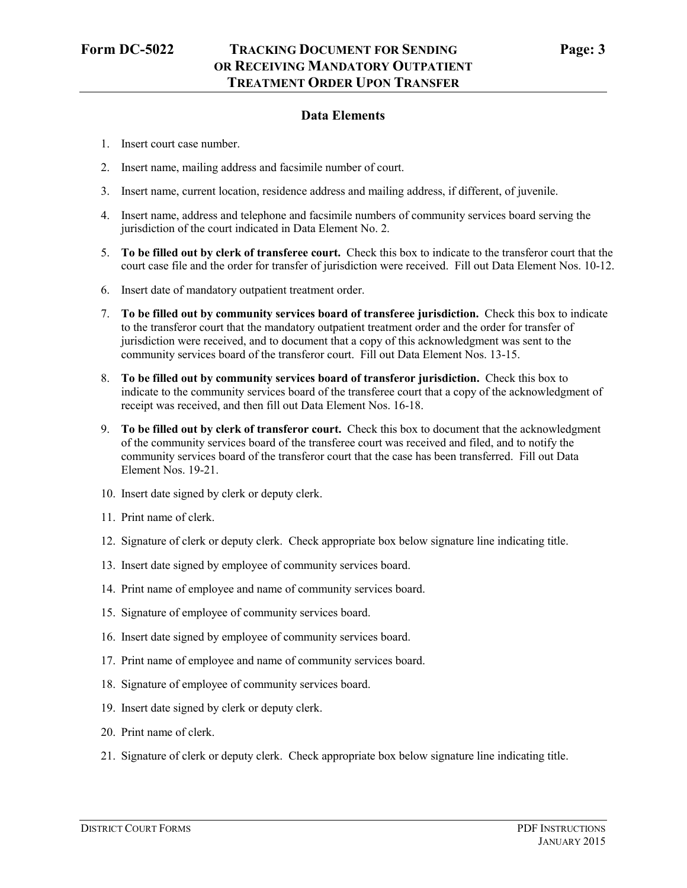## Data Elements

1. Insert court case number.
2. Insert name, mailing address and facsimile number of court.
3. Insert name, current location, residence address and mailing address, if different, of juvenile.
4. Insert name, address and telephone and facsimile numbers of community services board serving the jurisdiction of the court indicated in Data Element No. 2.
5. **To be filled out by clerk of transferee court.** Check this box to indicate to the transferor court that the court case file and the order for transfer of jurisdiction were received. Fill out Data Element Nos. 10-12.
6. Insert date of mandatory outpatient treatment order.
7. **To be filled out by community services board of transferee jurisdiction.** Check this box to indicate to the transferor court that the mandatory outpatient treatment order and the order for transfer of jurisdiction were received, and to document that a copy of this acknowledgment was sent to the community services board of the transferor court. Fill out Data Element Nos. 13-15.
8. **To be filled out by community services board of transferor jurisdiction.** Check this box to indicate to the community services board of the transferee court that a copy of the acknowledgment of receipt was received, and then fill out Data Element Nos. 16-18.
9. **To be filled out by clerk of transferor court.** Check this box to document that the acknowledgment of the community services board of the transferee court was received and filed, and to notify the community services board of the transferor court that the case has been transferred. Fill out Data Element Nos. 19-21.
10. Insert date signed by clerk or deputy clerk.
11. Print name of clerk.
12. Signature of clerk or deputy clerk. Check appropriate box below signature line indicating title.
13. Insert date signed by employee of community services board.
14. Print name of employee and name of community services board.
15. Signature of employee of community services board.
16. Insert date signed by employee of community services board.
17. Print name of employee and name of community services board.
18. Signature of employee of community services board.
19. Insert date signed by clerk or deputy clerk.
20. Print name of clerk.
21. Signature of clerk or deputy clerk. Check appropriate box below signature line indicating title.